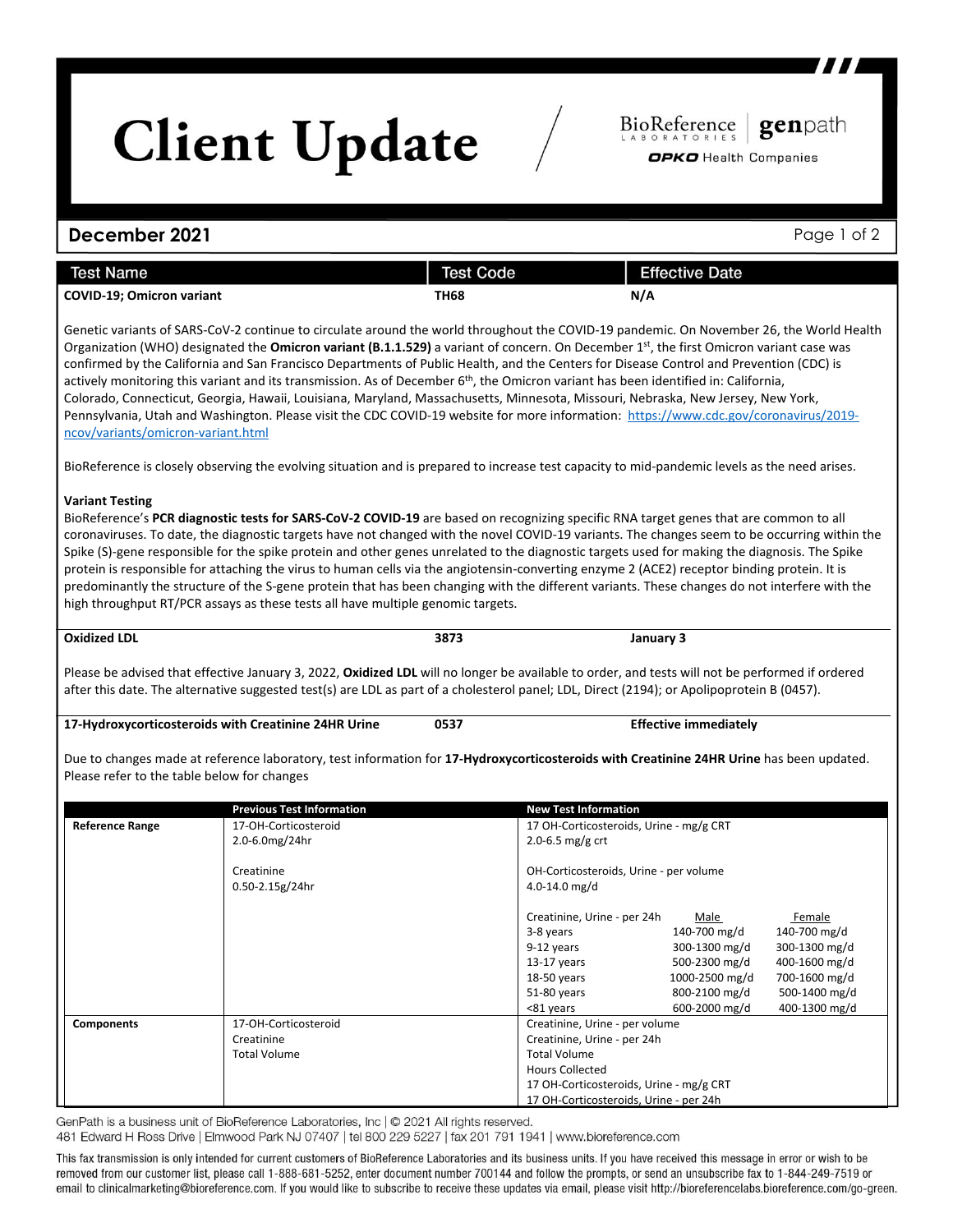# Client Update

BioReference Laboratories | genpath
OPKO Health Companies

## December 2021

| Test Name | Test Code | Effective Date |
|---|---|---|
| **COVID-19; Omicron variant** | **TH68** | **N/A** |

Genetic variants of SARS-CoV-2 continue to circulate around the world throughout the COVID-19 pandemic. On November 26, the World Health Organization (WHO) designated the **Omicron variant (B.1.1.529)** a variant of concern. On December 1st, the first Omicron variant case was confirmed by the California and San Francisco Departments of Public Health, and the Centers for Disease Control and Prevention (CDC) is actively monitoring this variant and its transmission. As of December 6th, the Omicron variant has been identified in: California, Colorado, Connecticut, Georgia, Hawaii, Louisiana, Maryland, Massachusetts, Minnesota, Missouri, Nebraska, New Jersey, New York, Pennsylvania, Utah and Washington. Please visit the CDC COVID-19 website for more information: https://www.cdc.gov/coronavirus/2019-ncov/variants/omicron-variant.html

BioReference is closely observing the evolving situation and is prepared to increase test capacity to mid-pandemic levels as the need arises.

**Variant Testing**

BioReference's **PCR diagnostic tests for SARS-CoV-2 COVID-19** are based on recognizing specific RNA target genes that are common to all coronaviruses. To date, the diagnostic targets have not changed with the novel COVID-19 variants. The changes seem to be occurring within the Spike (S)-gene responsible for the spike protein and other genes unrelated to the diagnostic targets used for making the diagnosis. The Spike protein is responsible for attaching the virus to human cells via the angiotensin-converting enzyme 2 (ACE2) receptor binding protein. It is predominantly the structure of the S-gene protein that has been changing with the different variants. These changes do not interfere with the high throughput RT/PCR assays as these tests all have multiple genomic targets.

| Test Name | Test Code | Effective Date |
|---|---|---|
| **Oxidized LDL** | **3873** | **January 3** |

Please be advised that effective January 3, 2022, **Oxidized LDL** will no longer be available to order, and tests will not be performed if ordered after this date. The alternative suggested test(s) are LDL as part of a cholesterol panel; LDL, Direct (2194); or Apolipoprotein B (0457).

| Test Name | Test Code | Effective Date |
|---|---|---|
| **17-Hydroxycorticosteroids with Creatinine 24HR Urine** | **0537** | **Effective immediately** |

Due to changes made at reference laboratory, test information for **17-Hydroxycorticosteroids with Creatinine 24HR Urine** has been updated. Please refer to the table below for changes

| | Previous Test Information | New Test Information | | |
|---|---|---|---|---|
| **Reference Range** | 17-OH-Corticosteroid<br>2.0-6.0mg/24hr<br><br>Creatinine<br>0.50-2.15g/24hr | 17 OH-Corticosteroids, Urine - mg/g CRT<br>2.0-6.5 mg/g crt<br><br>OH-Corticosteroids, Urine - per volume<br>4.0-14.0 mg/d | | |
| | | Creatinine, Urine - per 24h | Male | Female |
| | | 3-8 years | 140-700 mg/d | 140-700 mg/d |
| | | 9-12 years | 300-1300 mg/d | 300-1300 mg/d |
| | | 13-17 years | 500-2300 mg/d | 400-1600 mg/d |
| | | 18-50 years | 1000-2500 mg/d | 700-1600 mg/d |
| | | 51-80 years | 800-2100 mg/d | 500-1400 mg/d |
| | | <81 years | 600-2000 mg/d | 400-1300 mg/d |
| **Components** | 17-OH-Corticosteroid<br>Creatinine<br>Total Volume | Creatinine, Urine - per volume<br>Creatinine, Urine - per 24h<br>Total Volume<br>Hours Collected<br>17 OH-Corticosteroids, Urine - mg/g CRT<br>17 OH-Corticosteroids, Urine - per 24h | | |

GenPath is a business unit of BioReference Laboratories, Inc | © 2021 All rights reserved.
481 Edward H Ross Drive | Elmwood Park NJ 07407 | tel 800 229 5227 | fax 201 791 1941 | www.bioreference.com

This fax transmission is only intended for current customers of BioReference Laboratories and its business units. If you have received this message in error or wish to be removed from our customer list, please call 1-888-681-5252, enter document number 700144 and follow the prompts, or send an unsubscribe fax to 1-844-249-7519 or email to clinicalmarketing@bioreference.com. If you would like to subscribe to receive these updates via email, please visit http://bioreferencelabs.bioreference.com/go-green.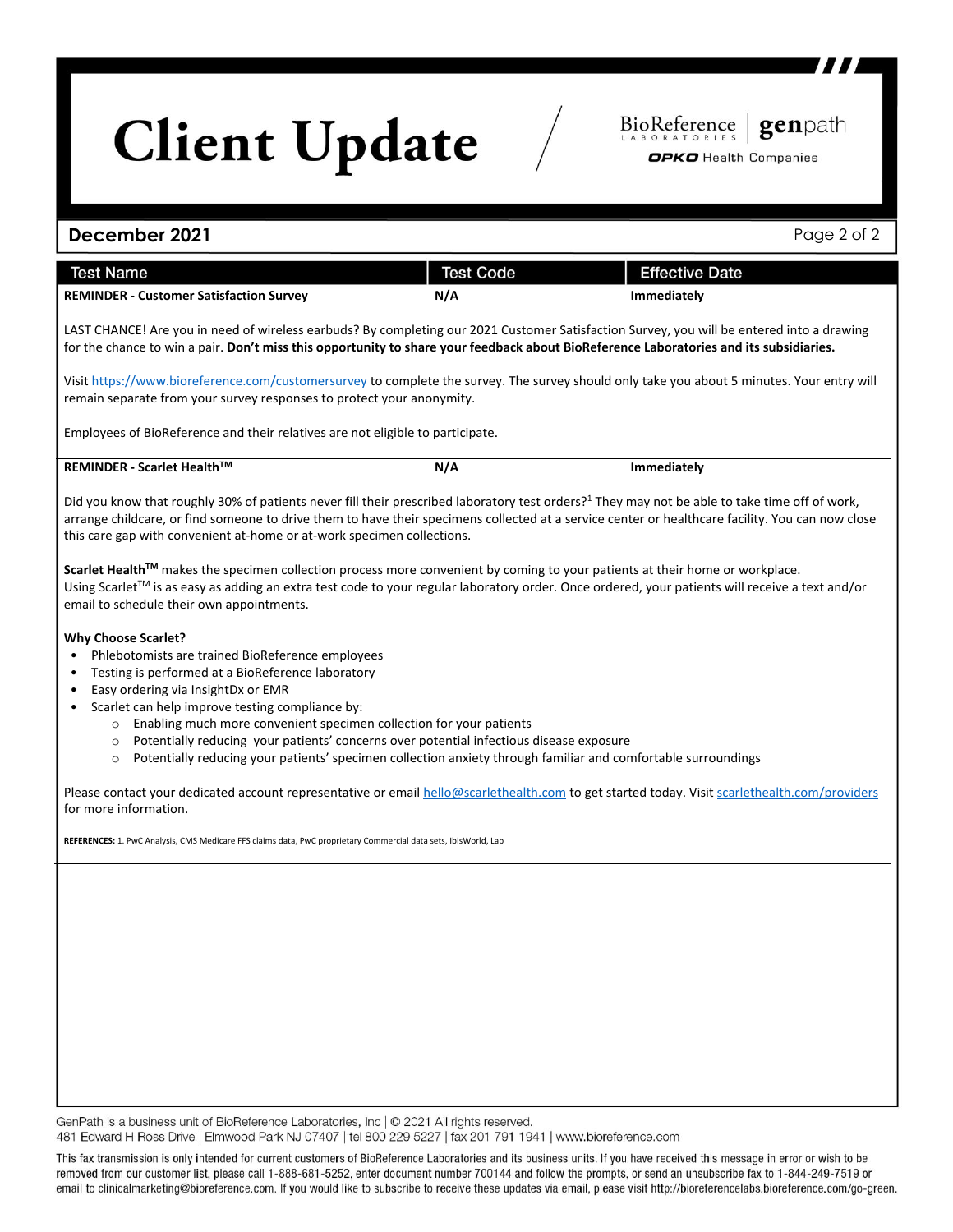# Client Update

BioReference LABORATORIES | genpath

OPKO Health Companies

## December 2021

| Test Name | Test Code | Effective Date |
| --- | --- | --- |
| **REMINDER - Customer Satisfaction Survey** | **N/A** | **Immediately** |

LAST CHANCE! Are you in need of wireless earbuds? By completing our 2021 Customer Satisfaction Survey, you will be entered into a drawing for the chance to win a pair. **Don't miss this opportunity to share your feedback about BioReference Laboratories and its subsidiaries.**

Visit https://www.bioreference.com/customersurvey to complete the survey. The survey should only take you about 5 minutes. Your entry will remain separate from your survey responses to protect your anonymity.

Employees of BioReference and their relatives are not eligible to participate.

| Test Name | Test Code | Effective Date |
| --- | --- | --- |
| **REMINDER - Scarlet Health™** | **N/A** | **Immediately** |

Did you know that roughly 30% of patients never fill their prescribed laboratory test orders?[1] They may not be able to take time off of work, arrange childcare, or find someone to drive them to have their specimens collected at a service center or healthcare facility. You can now close this care gap with convenient at-home or at-work specimen collections.

**Scarlet Health™** makes the specimen collection process more convenient by coming to your patients at their home or workplace. Using Scarlet™ is as easy as adding an extra test code to your regular laboratory order. Once ordered, your patients will receive a text and/or email to schedule their own appointments.

**Why Choose Scarlet?**

- Phlebotomists are trained BioReference employees
- Testing is performed at a BioReference laboratory
- Easy ordering via InsightDx or EMR
- Scarlet can help improve testing compliance by:
  - Enabling much more convenient specimen collection for your patients
  - Potentially reducing your patients' concerns over potential infectious disease exposure
  - Potentially reducing your patients' specimen collection anxiety through familiar and comfortable surroundings

Please contact your dedicated account representative or email hello@scarlethealth.com to get started today. Visit scarlethealth.com/providers for more information.

**REFERENCES:** 1. PwC Analysis, CMS Medicare FFS claims data, PwC proprietary Commercial data sets, IbisWorld, Lab

GenPath is a business unit of BioReference Laboratories, Inc | © 2021 All rights reserved.
481 Edward H Ross Drive | Elmwood Park NJ 07407 | tel 800 229 5227 | fax 201 791 1941 | www.bioreference.com

This fax transmission is only intended for current customers of BioReference Laboratories and its business units. If you have received this message in error or wish to be removed from our customer list, please call 1-888-681-5252, enter document number 700144 and follow the prompts, or send an unsubscribe fax to 1-844-249-7519 or email to clinicalmarketing@bioreference.com. If you would like to subscribe to receive these updates via email, please visit http://bioreferencelabs.bioreference.com/go-green.